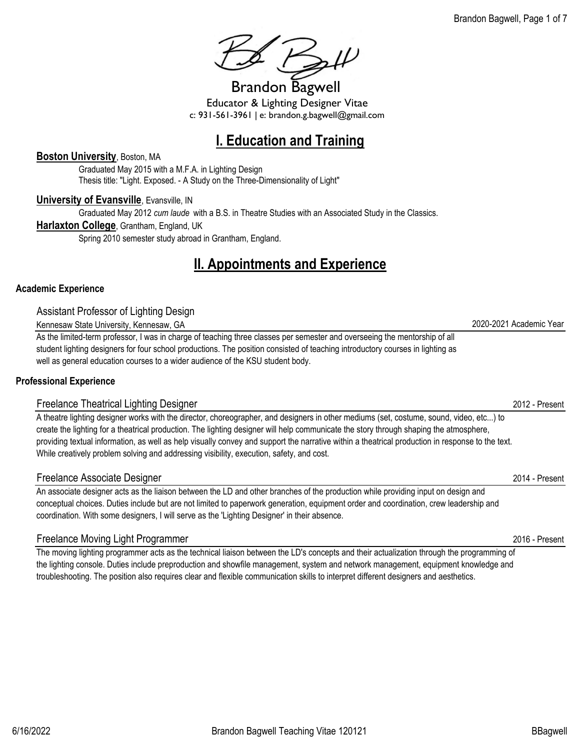# Brandon Bagwell

Educator & Lighting Designer Vitae

c: 931-561-3961 | e: brandon.g.bagwell@gmail.com

## I. Education and Training

**Boston University**, Boston, MA

Graduated May 2015 with a M.F.A. in Lighting Design

Thesis title: "Light. Exposed. - A Study on the Three-Dimensionality of Light"

**University of Evansville**, Evansville, IN

Graduated May 2012 *cum laude* with a B.S. in Theatre Studies with an Associated Study in the Classics.

**Harlaxton College**, Grantham, England, UK

Spring 2010 semester study abroad in Grantham, England.

## II. Appointments and Experience

### Academic Experience

**Assistant Professor of Lighting Design**

Kennesaw State University, Kennesaw, GA — 2020-2021 Academic Year

As the limited-term professor, I was in charge of teaching three classes per semester and overseeing the mentorship of all student lighting designers for four school productions. The position consisted of teaching introductory courses in lighting as well as general education courses to a wider audience of the KSU student body.

### Professional Experience

**Freelance Theatrical Lighting Designer** — 2012 - Present

A theatre lighting designer works with the director, choreographer, and designers in other mediums (set, costume, sound, video, etc...) to create the lighting for a theatrical production. The lighting designer will help communicate the story through shaping the atmosphere, providing textual information, as well as help visually convey and support the narrative within a theatrical production in response to the text. While creatively problem solving and addressing visibility, execution, safety, and cost.

**Freelance Associate Designer** — 2014 - Present

An associate designer acts as the liaison between the LD and other branches of the production while providing input on design and conceptual choices. Duties include but are not limited to paperwork generation, equipment order and coordination, crew leadership and coordination. With some designers, I will serve as the 'Lighting Designer' in their absence.

**Freelance Moving Light Programmer** — 2016 - Present

The moving lighting programmer acts as the technical liaison between the LD's concepts and their actualization through the programming of the lighting console. Duties include preproduction and showfile management, system and network management, equipment knowledge and troubleshooting. The position also requires clear and flexible communication skills to interpret different designers and aesthetics.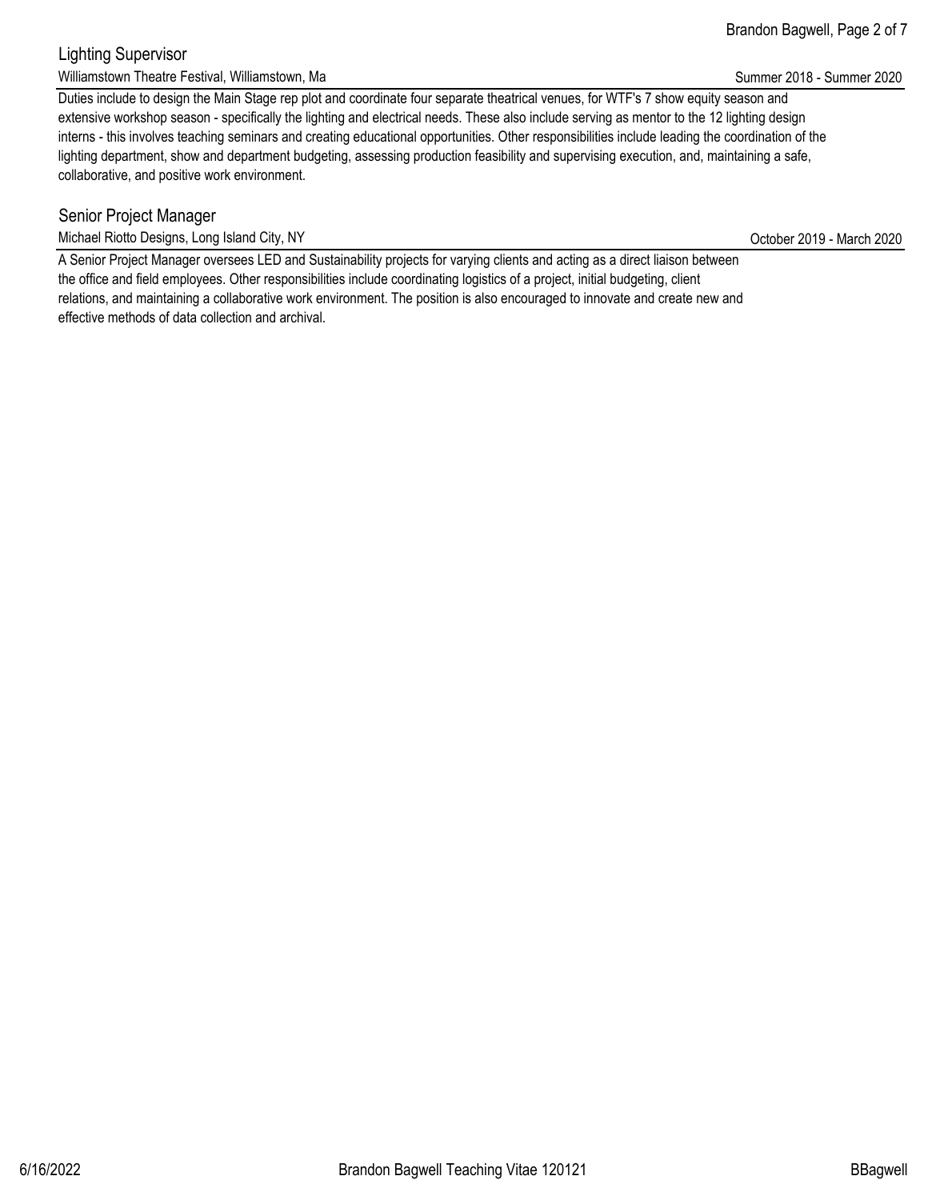### Lighting Supervisor

Williamstown Theatre Festival, Williamstown, Ma — Summer 2018 - Summer 2020

Duties include to design the Main Stage rep plot and coordinate four separate theatrical venues, for WTF's 7 show equity season and extensive workshop season - specifically the lighting and electrical needs. These also include serving as mentor to the 12 lighting design interns - this involves teaching seminars and creating educational opportunities. Other responsibilities include leading the coordination of the lighting department, show and department budgeting, assessing production feasibility and supervising execution, and, maintaining a safe, collaborative, and positive work environment.

### Senior Project Manager

Michael Riotto Designs, Long Island City, NY — October 2019 - March 2020

A Senior Project Manager oversees LED and Sustainability projects for varying clients and acting as a direct liaison between the office and field employees. Other responsibilities include coordinating logistics of a project, initial budgeting, client relations, and maintaining a collaborative work environment. The position is also encouraged to innovate and create new and effective methods of data collection and archival.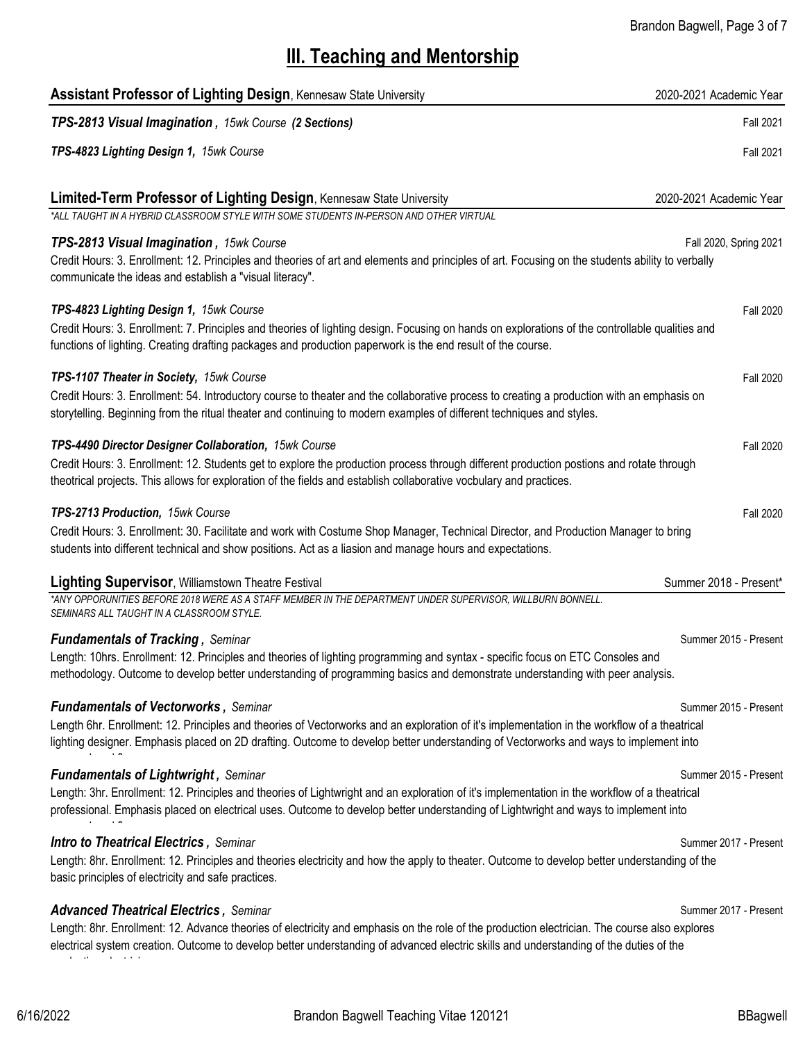# III. Teaching and Mentorship

**Assistant Professor of Lighting Design**, Kennesaw State University — 2020-2021 Academic Year

***TPS-2813 Visual Imagination**, 15wk Course* ***(2 Sections)*** — Fall 2021

***TPS-4823 Lighting Design 1**, 15wk Course* — Fall 2021

**Limited-Term Professor of Lighting Design**, Kennesaw State University — 2020-2021 Academic Year

*\*ALL TAUGHT IN A HYBRID CLASSROOM STYLE WITH SOME STUDENTS IN-PERSON AND OTHER VIRTUAL*

***TPS-2813 Visual Imagination**, 15wk Course* — Fall 2020, Spring 2021

Credit Hours: 3. Enrollment: 12. Principles and theories of art and elements and principles of art. Focusing on the students ability to verbally communicate the ideas and establish a "visual literacy".

***TPS-4823 Lighting Design 1**, 15wk Course* — Fall 2020

Credit Hours: 3. Enrollment: 7. Principles and theories of lighting design. Focusing on hands on explorations of the controllable qualities and functions of lighting. Creating drafting packages and production paperwork is the end result of the course.

***TPS-1107 Theater in Society**, 15wk Course* — Fall 2020

Credit Hours: 3. Enrollment: 54. Introductory course to theater and the collaborative process to creating a production with an emphasis on storytelling. Beginning from the ritual theater and continuing to modern examples of different techniques and styles.

***TPS-4490 Director Designer Collaboration**, 15wk Course* — Fall 2020

Credit Hours: 3. Enrollment: 12. Students get to explore the production process through different production postions and rotate through theotrical projects. This allows for exploration of the fields and establish collaborative vocbulary and practices.

***TPS-2713 Production**, 15wk Course* — Fall 2020

Credit Hours: 3. Enrollment: 30. Facilitate and work with Costume Shop Manager, Technical Director, and Production Manager to bring students into different technical and show positions. Act as a liasion and manage hours and expectations.

**Lighting Supervisor**, Williamstown Theatre Festival — Summer 2018 - Present\*

*\*ANY OPPORUNITIES BEFORE 2018 WERE AS A STAFF MEMBER IN THE DEPARTMENT UNDER SUPERVISOR, WILLBURN BONNELL. SEMINARS ALL TAUGHT IN A CLASSROOM STYLE.*

***Fundamentals of Tracking**, Seminar* — Summer 2015 - Present

Length: 10hrs. Enrollment: 12. Principles and theories of lighting programming and syntax - specific focus on ETC Consoles and methodology. Outcome to develop better understanding of programming basics and demonstrate understanding with peer analysis.

***Fundamentals of Vectorworks**, Seminar* — Summer 2015 - Present

Length 6hr. Enrollment: 12. Principles and theories of Vectorworks and an exploration of it's implementation in the workflow of a theatrical lighting designer. Emphasis placed on 2D drafting. Outcome to develop better understanding of Vectorworks and ways to implement into

***Fundamentals of Lightwright**, Seminar* — Summer 2015 - Present

Length: 3hr. Enrollment: 12. Principles and theories of Lightwright and an exploration of it's implementation in the workflow of a theatrical professional. Emphasis placed on electrical uses. Outcome to develop better understanding of Lightwright and ways to implement into

***Intro to Theatrical Electrics**, Seminar* — Summer 2017 - Present

Length: 8hr. Enrollment: 12. Principles and theories electricity and how the apply to theater. Outcome to develop better understanding of the basic principles of electricity and safe practices.

***Advanced Theatrical Electrics**, Seminar* — Summer 2017 - Present

Length: 8hr. Enrollment: 12. Advance theories of electricity and emphasis on the role of the production electrician. The course also explores electrical system creation. Outcome to develop better understanding of advanced electric skills and understanding of the duties of the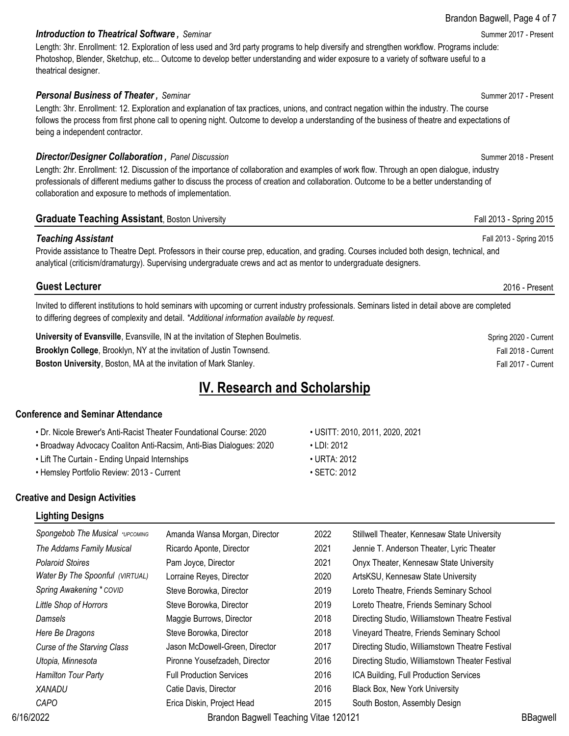***Introduction to Theatrical Software**, Seminar* Summer 2017 - Present

Length: 3hr. Enrollment: 12. Exploration of less used and 3rd party programs to help diversify and strengthen workflow. Programs include: Photoshop, Blender, Sketchup, etc... Outcome to develop better understanding and wider exposure to a variety of software useful to a theatrical designer.

***Personal Business of Theater**, Seminar* Summer 2017 - Present

Length: 3hr. Enrollment: 12. Exploration and explanation of tax practices, unions, and contract negation within the industry. The course follows the process from first phone call to opening night. Outcome to develop a understanding of the business of theatre and expectations of being a independent contractor.

***Director/Designer Collaboration**, Panel Discussion* Summer 2018 - Present

Length: 2hr. Enrollment: 12. Discussion of the importance of collaboration and examples of work flow. Through an open dialogue, industry professionals of different mediums gather to discuss the process of creation and collaboration. Outcome to be a better understanding of collaboration and exposure to methods of implementation.

### **Graduate Teaching Assistant**, Boston University — Fall 2013 - Spring 2015

***Teaching Assistant*** Fall 2013 - Spring 2015

Provide assistance to Theatre Dept. Professors in their course prep, education, and grading. Courses included both design, technical, and analytical (criticism/dramaturgy). Supervising undergraduate crews and act as mentor to undergraduate designers.

### **Guest Lecturer** — 2016 - Present

Invited to different institutions to hold seminars with upcoming or current industry professionals. Seminars listed in detail above are completed to differing degrees of complexity and detail. *\*Additional information available by request.*

**University of Evansville**, Evansville, IN at the invitation of Stephen Boulmetis. Spring 2020 - Current
**Brooklyn College**, Brooklyn, NY at the invitation of Justin Townsend. Fall 2018 - Current
**Boston University**, Boston, MA at the invitation of Mark Stanley. Fall 2017 - Current

## IV. Research and Scholarship

### Conference and Seminar Attendance

- Dr. Nicole Brewer's Anti-Racist Theater Foundational Course: 2020
- Broadway Advocacy Coaliton Anti-Racsim, Anti-Bias Dialogues: 2020
- Lift The Curtain - Ending Unpaid Internships
- Hemsley Portfolio Review: 2013 - Current
- USITT: 2010, 2011, 2020, 2021
- LDI: 2012
- URTA: 2012
- SETC: 2012

### Creative and Design Activities

#### Lighting Designs

| | | | |
|---|---|---|---|
| *Spongebob The Musical \*UPCOMING* | Amanda Wansa Morgan, Director | 2022 | Stillwell Theater, Kennesaw State University |
| *The Addams Family Musical* | Ricardo Aponte, Director | 2021 | Jennie T. Anderson Theater, Lyric Theater |
| *Polaroid Stoires* | Pam Joyce, Director | 2021 | Onyx Theater, Kennesaw State University |
| *Water By The Spoonful (VIRTUAL)* | Lorraine Reyes, Director | 2020 | ArtsKSU, Kennesaw State University |
| *Spring Awakening \* COVID* | Steve Borowka, Director | 2019 | Loreto Theatre, Friends Seminary School |
| *Little Shop of Horrors* | Steve Borowka, Director | 2019 | Loreto Theatre, Friends Seminary School |
| *Damsels* | Maggie Burrows, Director | 2018 | Directing Studio, Williamstown Theatre Festival |
| *Here Be Dragons* | Steve Borowka, Director | 2018 | Vineyard Theatre, Friends Seminary School |
| *Curse of the Starving Class* | Jason McDowell-Green, Director | 2017 | Directing Studio, Williamstown Theatre Festival |
| *Utopia, Minnesota* | Pironne Yousefzadeh, Director | 2016 | Directing Studio, Williamstown Theater Festival |
| *Hamilton Tour Party* | Full Production Services | 2016 | ICA Building, Full Production Services |
| *XANADU* | Catie Davis, Director | 2016 | Black Box, New York University |
| *CAPO* | Erica Diskin, Project Head | 2015 | South Boston, Assembly Design |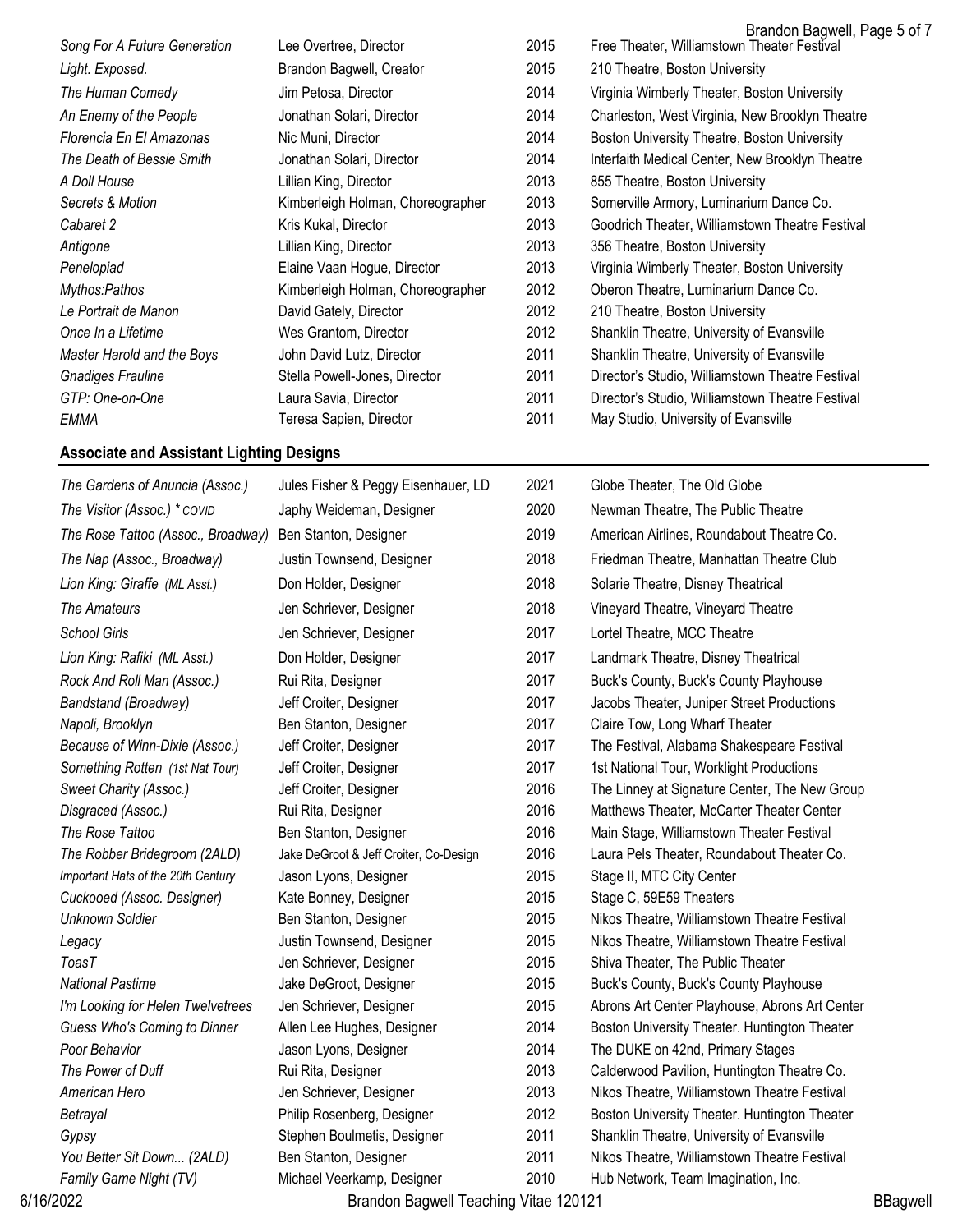| | | | |
|---|---|---|---|
| *Song For A Future Generation* | Lee Overtree, Director | 2015 | Free Theater, Williamstown Theater Festival |
| *Light. Exposed.* | Brandon Bagwell, Creator | 2015 | 210 Theatre, Boston University |
| *The Human Comedy* | Jim Petosa, Director | 2014 | Virginia Wimberly Theater, Boston University |
| *An Enemy of the People* | Jonathan Solari, Director | 2014 | Charleston, West Virginia, New Brooklyn Theatre |
| *Florencia En El Amazonas* | Nic Muni, Director | 2014 | Boston University Theatre, Boston University |
| *The Death of Bessie Smith* | Jonathan Solari, Director | 2014 | Interfaith Medical Center, New Brooklyn Theatre |
| *A Doll House* | Lillian King, Director | 2013 | 855 Theatre, Boston University |
| *Secrets & Motion* | Kimberleigh Holman, Choreographer | 2013 | Somerville Armory, Luminarium Dance Co. |
| *Cabaret 2* | Kris Kukal, Director | 2013 | Goodrich Theater, Williamstown Theatre Festival |
| *Antigone* | Lillian King, Director | 2013 | 356 Theatre, Boston University |
| *Penelopiad* | Elaine Vaan Hogue, Director | 2013 | Virginia Wimberly Theater, Boston University |
| *Mythos:Pathos* | Kimberleigh Holman, Choreographer | 2012 | Oberon Theatre, Luminarium Dance Co. |
| *Le Portrait de Manon* | David Gately, Director | 2012 | 210 Theatre, Boston University |
| *Once In a Lifetime* | Wes Grantom, Director | 2012 | Shanklin Theatre, University of Evansville |
| *Master Harold and the Boys* | John David Lutz, Director | 2011 | Shanklin Theatre, University of Evansville |
| *Gnadiges Frauline* | Stella Powell-Jones, Director | 2011 | Director's Studio, Williamstown Theatre Festival |
| *GTP: One-on-One* | Laura Savia, Director | 2011 | Director's Studio, Williamstown Theatre Festival |
| *EMMA* | Teresa Sapien, Director | 2011 | May Studio, University of Evansville |

### Associate and Assistant Lighting Designs

| | | | |
|---|---|---|---|
| *The Gardens of Anuncia (Assoc.)* | Jules Fisher & Peggy Eisenhauer, LD | 2021 | Globe Theater, The Old Globe |
| *The Visitor (Assoc.) * COVID* | Japhy Weideman, Designer | 2020 | Newman Theatre, The Public Theatre |
| *The Rose Tattoo (Assoc., Broadway)* | Ben Stanton, Designer | 2019 | American Airlines, Roundabout Theatre Co. |
| *The Nap (Assoc., Broadway)* | Justin Townsend, Designer | 2018 | Friedman Theatre, Manhattan Theatre Club |
| *Lion King: Giraffe (ML Asst.)* | Don Holder, Designer | 2018 | Solarie Theatre, Disney Theatrical |
| *The Amateurs* | Jen Schriever, Designer | 2018 | Vineyard Theatre, Vineyard Theatre |
| *School Girls* | Jen Schriever, Designer | 2017 | Lortel Theatre, MCC Theatre |
| *Lion King: Rafiki (ML Asst.)* | Don Holder, Designer | 2017 | Landmark Theatre, Disney Theatrical |
| *Rock And Roll Man (Assoc.)* | Rui Rita, Designer | 2017 | Buck's County, Buck's County Playhouse |
| *Bandstand (Broadway)* | Jeff Croiter, Designer | 2017 | Jacobs Theater, Juniper Street Productions |
| *Napoli, Brooklyn* | Ben Stanton, Designer | 2017 | Claire Tow, Long Wharf Theater |
| *Because of Winn-Dixie (Assoc.)* | Jeff Croiter, Designer | 2017 | The Festival, Alabama Shakespeare Festival |
| *Something Rotten (1st Nat Tour)* | Jeff Croiter, Designer | 2017 | 1st National Tour, Worklight Productions |
| *Sweet Charity (Assoc.)* | Jeff Croiter, Designer | 2016 | The Linney at Signature Center, The New Group |
| *Disgraced (Assoc.)* | Rui Rita, Designer | 2016 | Matthews Theater, McCarter Theater Center |
| *The Rose Tattoo* | Ben Stanton, Designer | 2016 | Main Stage, Williamstown Theater Festival |
| *The Robber Bridegroom (2ALD)* | Jake DeGroot & Jeff Croiter, Co-Design | 2016 | Laura Pels Theater, Roundabout Theater Co. |
| *Important Hats of the 20th Century* | Jason Lyons, Designer | 2015 | Stage II, MTC City Center |
| *Cuckooed (Assoc. Designer)* | Kate Bonney, Designer | 2015 | Stage C, 59E59 Theaters |
| *Unknown Soldier* | Ben Stanton, Designer | 2015 | Nikos Theatre, Williamstown Theatre Festival |
| *Legacy* | Justin Townsend, Designer | 2015 | Nikos Theatre, Williamstown Theatre Festival |
| *ToasT* | Jen Schriever, Designer | 2015 | Shiva Theater, The Public Theater |
| *National Pastime* | Jake DeGroot, Designer | 2015 | Buck's County, Buck's County Playhouse |
| *I'm Looking for Helen Twelvetrees* | Jen Schriever, Designer | 2015 | Abrons Art Center Playhouse, Abrons Art Center |
| *Guess Who's Coming to Dinner* | Allen Lee Hughes, Designer | 2014 | Boston University Theater. Huntington Theater |
| *Poor Behavior* | Jason Lyons, Designer | 2014 | The DUKE on 42nd, Primary Stages |
| *The Power of Duff* | Rui Rita, Designer | 2013 | Calderwood Pavilion, Huntington Theatre Co. |
| *American Hero* | Jen Schriever, Designer | 2013 | Nikos Theatre, Williamstown Theatre Festival |
| *Betrayal* | Philip Rosenberg, Designer | 2012 | Boston University Theater. Huntington Theater |
| *Gypsy* | Stephen Boulmetis, Designer | 2011 | Shanklin Theatre, University of Evansville |
| *You Better Sit Down... (2ALD)* | Ben Stanton, Designer | 2011 | Nikos Theatre, Williamstown Theatre Festival |
| *Family Game Night (TV)* | Michael Veerkamp, Designer | 2010 | Hub Network, Team Imagination, Inc. |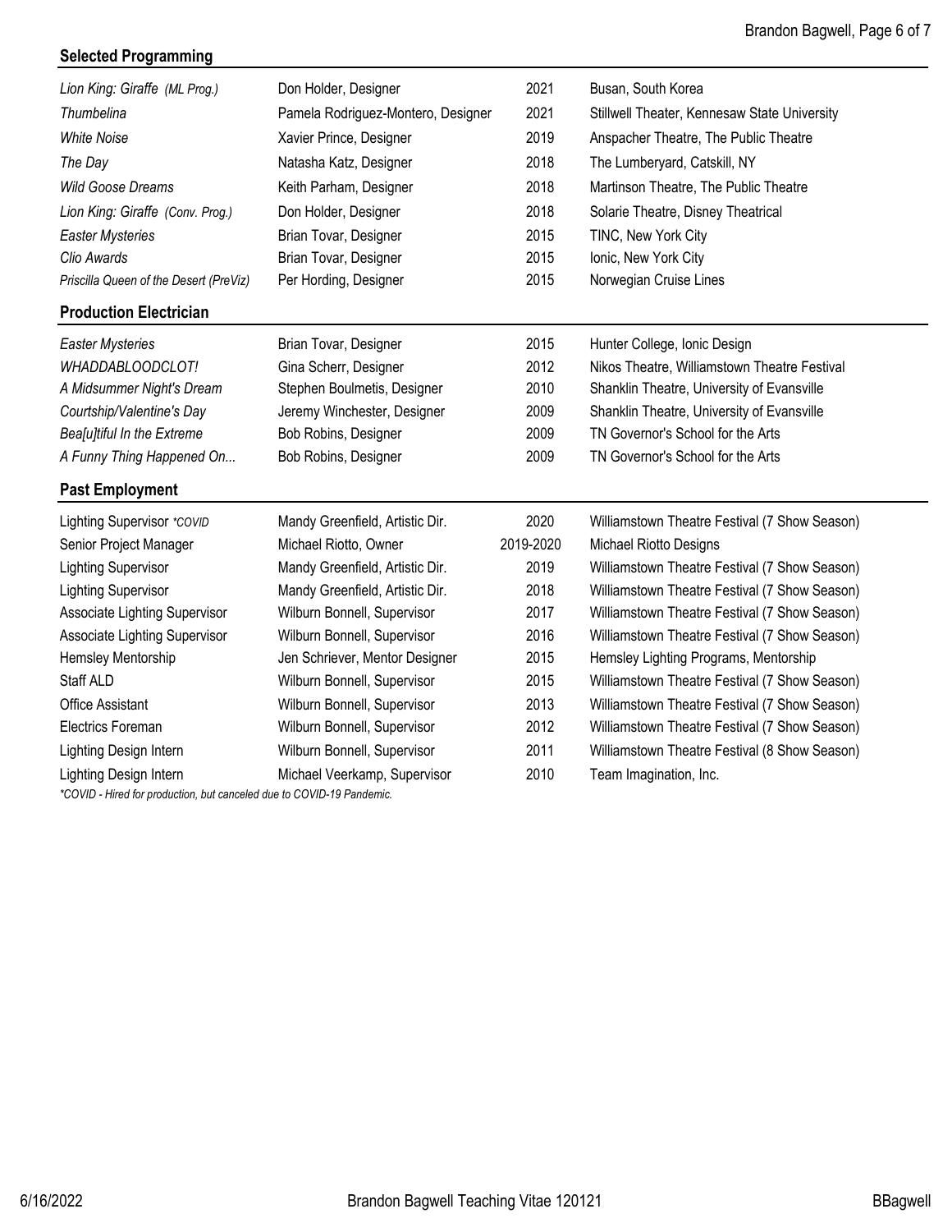## Selected Programming

| | | | |
|---|---|---|---|
| *Lion King: Giraffe (ML Prog.)* | Don Holder, Designer | 2021 | Busan, South Korea |
| *Thumbelina* | Pamela Rodriguez-Montero, Designer | 2021 | Stillwell Theater, Kennesaw State University |
| *White Noise* | Xavier Prince, Designer | 2019 | Anspacher Theatre, The Public Theatre |
| *The Day* | Natasha Katz, Designer | 2018 | The Lumberyard, Catskill, NY |
| *Wild Goose Dreams* | Keith Parham, Designer | 2018 | Martinson Theatre, The Public Theatre |
| *Lion King: Giraffe (Conv. Prog.)* | Don Holder, Designer | 2018 | Solarie Theatre, Disney Theatrical |
| *Easter Mysteries* | Brian Tovar, Designer | 2015 | TINC, New York City |
| *Clio Awards* | Brian Tovar, Designer | 2015 | Ionic, New York City |
| *Priscilla Queen of the Desert (PreViz)* | Per Hording, Designer | 2015 | Norwegian Cruise Lines |

## Production Electrician

| | | | |
|---|---|---|---|
| *Easter Mysteries* | Brian Tovar, Designer | 2015 | Hunter College, Ionic Design |
| *WHADDABLOODCLOT!* | Gina Scherr, Designer | 2012 | Nikos Theatre, Williamstown Theatre Festival |
| *A Midsummer Night's Dream* | Stephen Boulmetis, Designer | 2010 | Shanklin Theatre, University of Evansville |
| *Courtship/Valentine's Day* | Jeremy Winchester, Designer | 2009 | Shanklin Theatre, University of Evansville |
| *Bea[u]tiful In the Extreme* | Bob Robins, Designer | 2009 | TN Governor's School for the Arts |
| *A Funny Thing Happened On...* | Bob Robins, Designer | 2009 | TN Governor's School for the Arts |

## Past Employment

| | | | |
|---|---|---|---|
| Lighting Supervisor *\*COVID* | Mandy Greenfield, Artistic Dir. | 2020 | Williamstown Theatre Festival (7 Show Season) |
| Senior Project Manager | Michael Riotto, Owner | 2019-2020 | Michael Riotto Designs |
| Lighting Supervisor | Mandy Greenfield, Artistic Dir. | 2019 | Williamstown Theatre Festival (7 Show Season) |
| Lighting Supervisor | Mandy Greenfield, Artistic Dir. | 2018 | Williamstown Theatre Festival (7 Show Season) |
| Associate Lighting Supervisor | Wilburn Bonnell, Supervisor | 2017 | Williamstown Theatre Festival (7 Show Season) |
| Associate Lighting Supervisor | Wilburn Bonnell, Supervisor | 2016 | Williamstown Theatre Festival (7 Show Season) |
| Hemsley Mentorship | Jen Schriever, Mentor Designer | 2015 | Hemsley Lighting Programs, Mentorship |
| Staff ALD | Wilburn Bonnell, Supervisor | 2015 | Williamstown Theatre Festival (7 Show Season) |
| Office Assistant | Wilburn Bonnell, Supervisor | 2013 | Williamstown Theatre Festival (7 Show Season) |
| Electrics Foreman | Wilburn Bonnell, Supervisor | 2012 | Williamstown Theatre Festival (7 Show Season) |
| Lighting Design Intern | Wilburn Bonnell, Supervisor | 2011 | Williamstown Theatre Festival (8 Show Season) |
| Lighting Design Intern | Michael Veerkamp, Supervisor | 2010 | Team Imagination, Inc. |

*\*COVID - Hired for production, but canceled due to COVID-19 Pandemic.*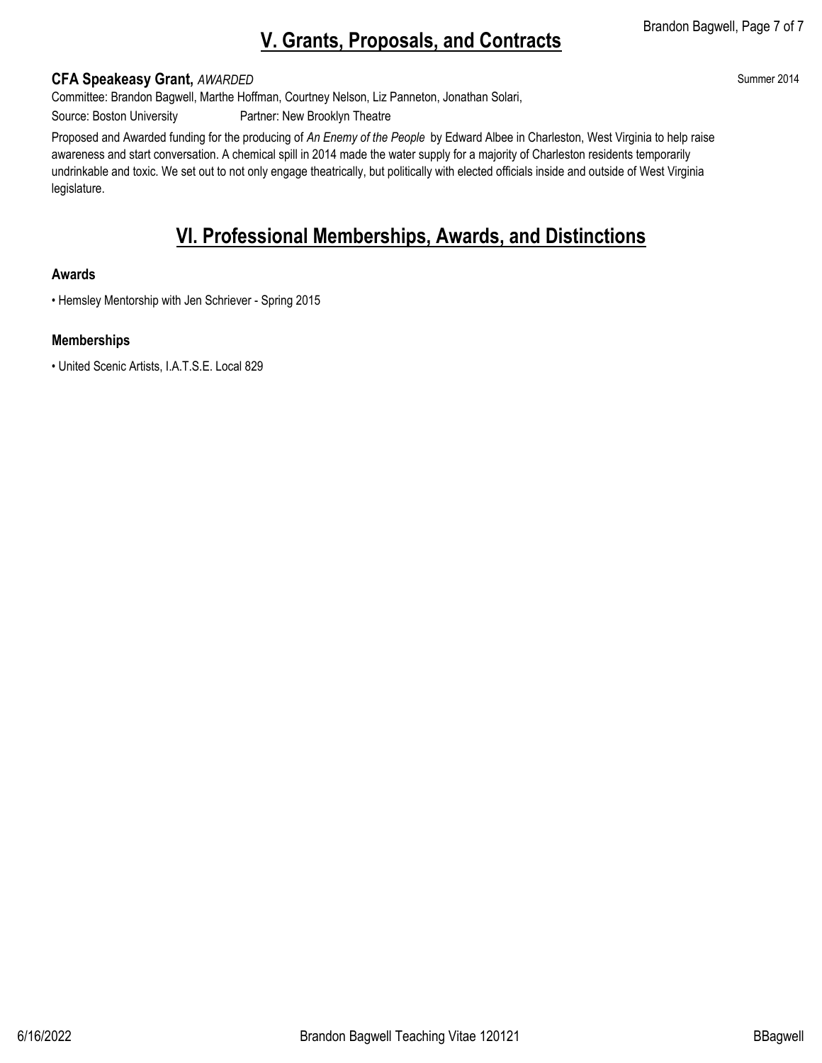# V. Grants, Proposals, and Contracts

**CFA Speakeasy Grant,** *AWARDED* Summer 2014

Committee: Brandon Bagwell, Marthe Hoffman, Courtney Nelson, Liz Panneton, Jonathan Solari,

Source: Boston University Partner: New Brooklyn Theatre

Proposed and Awarded funding for the producing of *An Enemy of the People* by Edward Albee in Charleston, West Virginia to help raise awareness and start conversation. A chemical spill in 2014 made the water supply for a majority of Charleston residents temporarily undrinkable and toxic. We set out to not only engage theatrically, but politically with elected officials inside and outside of West Virginia legislature.

# VI. Professional Memberships, Awards, and Distinctions

### Awards

• Hemsley Mentorship with Jen Schriever - Spring 2015

### Memberships

• United Scenic Artists, I.A.T.S.E. Local 829